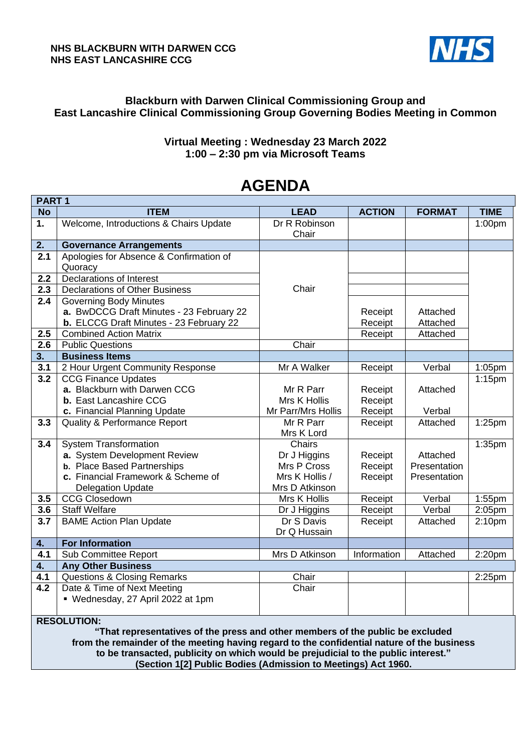**NHS BLACKBURN WITH DARWEN CCG**
**NHS EAST LANCASHIRE CCG**

NHS

**Blackburn with Darwen Clinical Commissioning Group and East Lancashire Clinical Commissioning Group Governing Bodies Meeting in Common**

**Virtual Meeting : Wednesday 23 March 2022**
**1:00 – 2:30 pm via Microsoft Teams**

# AGENDA

| **PART 1** | | | | | |
|---|---|---|---|---|---|
| **No** | **ITEM** | **LEAD** | **ACTION** | **FORMAT** | **TIME** |
| **1.** | Welcome, Introductions & Chairs Update | Dr R Robinson Chair | | | 1:00pm |
| **2.** | **Governance Arrangements** | | | | |
| **2.1** | Apologies for Absence & Confirmation of Quoracy | Chair | | | |
| **2.2** | Declarations of Interest | | | | |
| **2.3** | Declarations of Other Business | | | | |
| **2.4** | Governing Body Minutes<br>**a.** BwDCCG Draft Minutes - 23 February 22<br>**b.** ELCCG Draft Minutes - 23 February 22 | | Receipt<br>Receipt | Attached<br>Attached | |
| **2.5** | Combined Action Matrix | | Receipt | Attached | |
| **2.6** | Public Questions | Chair | | | |
| **3.** | **Business Items** | | | | |
| **3.1** | 2 Hour Urgent Community Response | Mr A Walker | Receipt | Verbal | 1:05pm |
| **3.2** | CCG Finance Updates<br>**a.** Blackburn with Darwen CCG<br>**b.** East Lancashire CCG<br>**c.** Financial Planning Update | Mr R Parr<br>Mrs K Hollis<br>Mr Parr/Mrs Hollis | Receipt<br>Receipt<br>Receipt | Attached<br><br>Verbal | 1:15pm |
| **3.3** | Quality & Performance Report | Mr R Parr<br>Mrs K Lord | Receipt | Attached | 1:25pm |
| **3.4** | System Transformation<br>**a.** System Development Review<br>**b.** Place Based Partnerships<br>**c.** Financial Framework & Scheme of Delegation Update | Chairs<br>Dr J Higgins<br>Mrs P Cross<br>Mrs K Hollis / Mrs D Atkinson | Receipt<br>Receipt<br>Receipt | Attached<br>Presentation<br>Presentation | 1:35pm |
| **3.5** | CCG Closedown | Mrs K Hollis | Receipt | Verbal | 1:55pm |
| **3.6** | Staff Welfare | Dr J Higgins | Receipt | Verbal | 2:05pm |
| **3.7** | BAME Action Plan Update | Dr S Davis<br>Dr Q Hussain | Receipt | Attached | 2:10pm |
| **4.** | **For Information** | | | | |
| **4.1** | Sub Committee Report | Mrs D Atkinson | Information | Attached | 2:20pm |
| **4.** | **Any Other Business** | | | | |
| **4.1** | Questions & Closing Remarks | Chair | | | 2:25pm |
| **4.2** | Date & Time of Next Meeting<br>▪ Wednesday, 27 April 2022 at 1pm | Chair | | | |

**RESOLUTION:**

**"That representatives of the press and other members of the public be excluded from the remainder of the meeting having regard to the confidential nature of the business to be transacted, publicity on which would be prejudicial to the public interest." (Section 1[2] Public Bodies (Admission to Meetings) Act 1960.**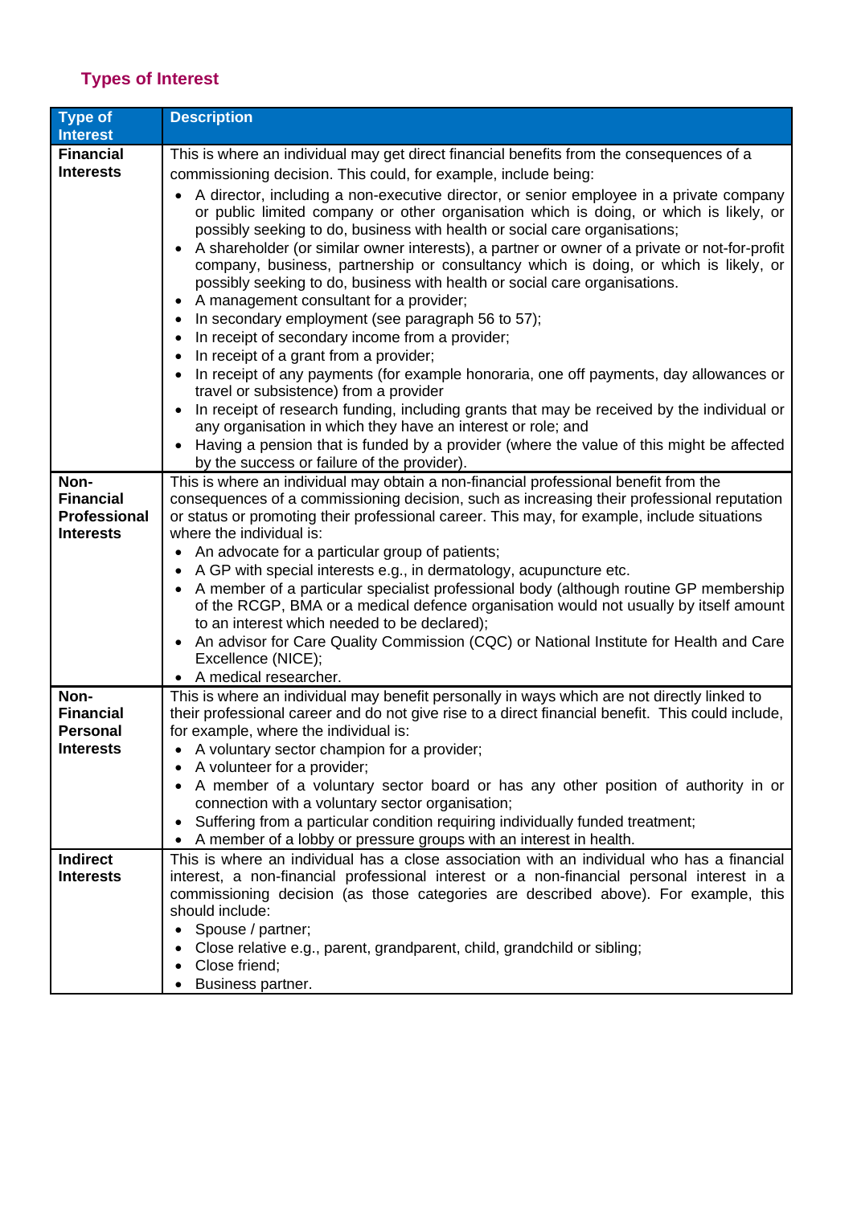## Types of Interest

| Type of Interest | Description |
|---|---|
| **Financial Interests** | This is where an individual may get direct financial benefits from the consequences of a commissioning decision. This could, for example, include being:<br>• A director, including a non-executive director, or senior employee in a private company or public limited company or other organisation which is doing, or which is likely, or possibly seeking to do, business with health or social care organisations;<br>• A shareholder (or similar owner interests), a partner or owner of a private or not-for-profit company, business, partnership or consultancy which is doing, or which is likely, or possibly seeking to do, business with health or social care organisations.<br>• A management consultant for a provider;<br>• In secondary employment (see paragraph 56 to 57);<br>• In receipt of secondary income from a provider;<br>• In receipt of a grant from a provider;<br>• In receipt of any payments (for example honoraria, one off payments, day allowances or travel or subsistence) from a provider<br>• In receipt of research funding, including grants that may be received by the individual or any organisation in which they have an interest or role; and<br>• Having a pension that is funded by a provider (where the value of this might be affected by the success or failure of the provider). |
| **Non-Financial Professional Interests** | This is where an individual may obtain a non-financial professional benefit from the consequences of a commissioning decision, such as increasing their professional reputation or status or promoting their professional career. This may, for example, include situations where the individual is:<br>• An advocate for a particular group of patients;<br>• A GP with special interests e.g., in dermatology, acupuncture etc.<br>• A member of a particular specialist professional body (although routine GP membership of the RCGP, BMA or a medical defence organisation would not usually by itself amount to an interest which needed to be declared);<br>• An advisor for Care Quality Commission (CQC) or National Institute for Health and Care Excellence (NICE);<br>• A medical researcher. |
| **Non-Financial Personal Interests** | This is where an individual may benefit personally in ways which are not directly linked to their professional career and do not give rise to a direct financial benefit. This could include, for example, where the individual is:<br>• A voluntary sector champion for a provider;<br>• A volunteer for a provider;<br>• A member of a voluntary sector board or has any other position of authority in or connection with a voluntary sector organisation;<br>• Suffering from a particular condition requiring individually funded treatment;<br>• A member of a lobby or pressure groups with an interest in health. |
| **Indirect Interests** | This is where an individual has a close association with an individual who has a financial interest, a non-financial professional interest or a non-financial personal interest in a commissioning decision (as those categories are described above). For example, this should include:<br>• Spouse / partner;<br>• Close relative e.g., parent, grandparent, child, grandchild or sibling;<br>• Close friend;<br>• Business partner. |